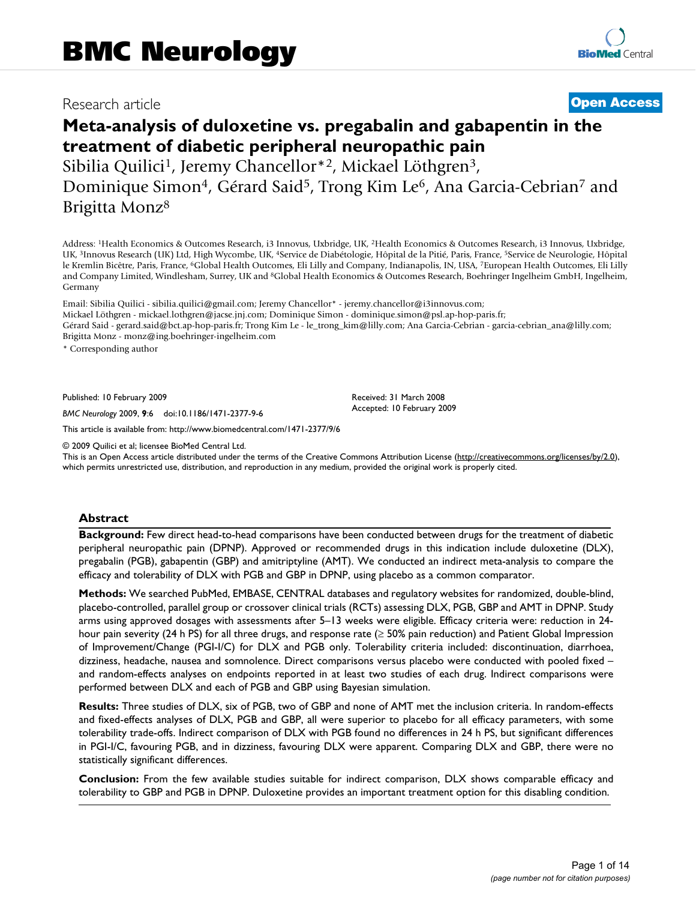# BMC Neurology

Research article

**Open Access**

# Meta-analysis of duloxetine vs. pregabalin and gabapentin in the treatment of diabetic peripheral neuropathic pain

Sibilia Quilici[1], Jeremy Chancellor*[2], Mickael Löthgren[3], Dominique Simon[4], Gérard Said[5], Trong Kim Le[6], Ana Garcia-Cebrian[7] and Brigitta Monz[8]

Address: [1]Health Economics & Outcomes Research, i3 Innovus, Uxbridge, UK, [2]Health Economics & Outcomes Research, i3 Innovus, Uxbridge, UK, [3]Innovus Research (UK) Ltd, High Wycombe, UK, [4]Service de Diabétologie, Hôpital de la Pitié, Paris, France, [5]Service de Neurologie, Hôpital le Kremlin Bicêtre, Paris, France, [6]Global Health Outcomes, Eli Lilly and Company, Indianapolis, IN, USA, [7]European Health Outcomes, Eli Lilly and Company Limited, Windlesham, Surrey, UK and [8]Global Health Economics & Outcomes Research, Boehringer Ingelheim GmbH, Ingelheim, Germany

Email: Sibilia Quilici - sibilia.quilici@gmail.com; Jeremy Chancellor* - jeremy.chancellor@i3innovus.com; Mickael Löthgren - mickael.lothgren@jacse.jnj.com; Dominique Simon - dominique.simon@psl.ap-hop-paris.fr; Gérard Said - gerard.said@bct.ap-hop-paris.fr; Trong Kim Le - le_trong_kim@lilly.com; Ana Garcia-Cebrian - garcia-cebrian_ana@lilly.com; Brigitta Monz - monz@ing.boehringer-ingelheim.com

\* Corresponding author

Published: 10 February 2009

*BMC Neurology* 2009, **9**:6 doi:10.1186/1471-2377-9-6

Received: 31 March 2008
Accepted: 10 February 2009

This article is available from: http://www.biomedcentral.com/1471-2377/9/6

© 2009 Quilici et al; licensee BioMed Central Ltd.
This is an Open Access article distributed under the terms of the Creative Commons Attribution License (http://creativecommons.org/licenses/by/2.0), which permits unrestricted use, distribution, and reproduction in any medium, provided the original work is properly cited.

## Abstract

**Background:** Few direct head-to-head comparisons have been conducted between drugs for the treatment of diabetic peripheral neuropathic pain (DPNP). Approved or recommended drugs in this indication include duloxetine (DLX), pregabalin (PGB), gabapentin (GBP) and amitriptyline (AMT). We conducted an indirect meta-analysis to compare the efficacy and tolerability of DLX with PGB and GBP in DPNP, using placebo as a common comparator.

**Methods:** We searched PubMed, EMBASE, CENTRAL databases and regulatory websites for randomized, double-blind, placebo-controlled, parallel group or crossover clinical trials (RCTs) assessing DLX, PGB, GBP and AMT in DPNP. Study arms using approved dosages with assessments after 5–13 weeks were eligible. Efficacy criteria were: reduction in 24-hour pain severity (24 h PS) for all three drugs, and response rate (≥ 50% pain reduction) and Patient Global Impression of Improvement/Change (PGI-I/C) for DLX and PGB only. Tolerability criteria included: discontinuation, diarrhoea, dizziness, headache, nausea and somnolence. Direct comparisons versus placebo were conducted with pooled fixed – and random-effects analyses on endpoints reported in at least two studies of each drug. Indirect comparisons were performed between DLX and each of PGB and GBP using Bayesian simulation.

**Results:** Three studies of DLX, six of PGB, two of GBP and none of AMT met the inclusion criteria. In random-effects and fixed-effects analyses of DLX, PGB and GBP, all were superior to placebo for all efficacy parameters, with some tolerability trade-offs. Indirect comparison of DLX with PGB found no differences in 24 h PS, but significant differences in PGI-I/C, favouring PGB, and in dizziness, favouring DLX were apparent. Comparing DLX and GBP, there were no statistically significant differences.

**Conclusion:** From the few available studies suitable for indirect comparison, DLX shows comparable efficacy and tolerability to GBP and PGB in DPNP. Duloxetine provides an important treatment option for this disabling condition.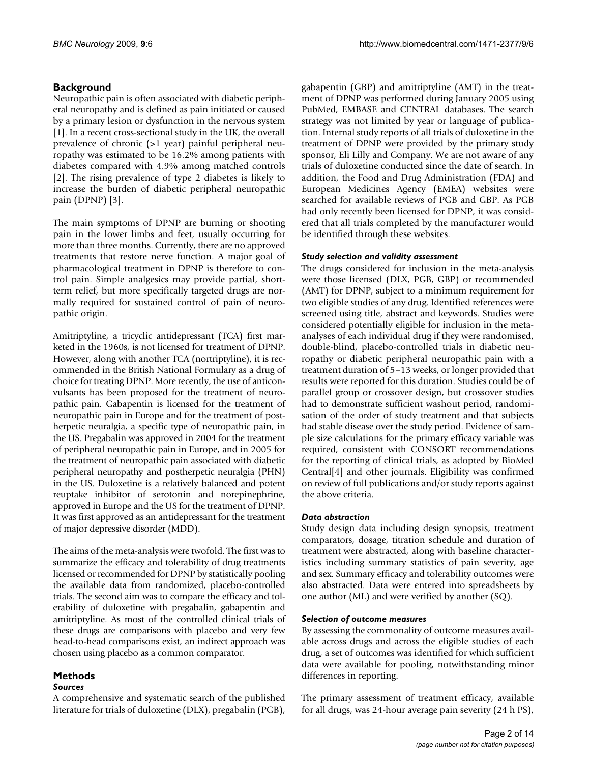## Background

Neuropathic pain is often associated with diabetic peripheral neuropathy and is defined as pain initiated or caused by a primary lesion or dysfunction in the nervous system [1]. In a recent cross-sectional study in the UK, the overall prevalence of chronic (>1 year) painful peripheral neuropathy was estimated to be 16.2% among patients with diabetes compared with 4.9% among matched controls [2]. The rising prevalence of type 2 diabetes is likely to increase the burden of diabetic peripheral neuropathic pain (DPNP) [3].

The main symptoms of DPNP are burning or shooting pain in the lower limbs and feet, usually occurring for more than three months. Currently, there are no approved treatments that restore nerve function. A major goal of pharmacological treatment in DPNP is therefore to control pain. Simple analgesics may provide partial, short-term relief, but more specifically targeted drugs are normally required for sustained control of pain of neuropathic origin.

Amitriptyline, a tricyclic antidepressant (TCA) first marketed in the 1960s, is not licensed for treatment of DPNP. However, along with another TCA (nortriptyline), it is recommended in the British National Formulary as a drug of choice for treating DPNP. More recently, the use of anticonvulsants has been proposed for the treatment of neuropathic pain. Gabapentin is licensed for the treatment of neuropathic pain in Europe and for the treatment of postherpetic neuralgia, a specific type of neuropathic pain, in the US. Pregabalin was approved in 2004 for the treatment of peripheral neuropathic pain in Europe, and in 2005 for the treatment of neuropathic pain associated with diabetic peripheral neuropathy and postherpetic neuralgia (PHN) in the US. Duloxetine is a relatively balanced and potent reuptake inhibitor of serotonin and norepinephrine, approved in Europe and the US for the treatment of DPNP. It was first approved as an antidepressant for the treatment of major depressive disorder (MDD).

The aims of the meta-analysis were twofold. The first was to summarize the efficacy and tolerability of drug treatments licensed or recommended for DPNP by statistically pooling the available data from randomized, placebo-controlled trials. The second aim was to compare the efficacy and tolerability of duloxetine with pregabalin, gabapentin and amitriptyline. As most of the controlled clinical trials of these drugs are comparisons with placebo and very few head-to-head comparisons exist, an indirect approach was chosen using placebo as a common comparator.

## Methods

### *Sources*

A comprehensive and systematic search of the published literature for trials of duloxetine (DLX), pregabalin (PGB), gabapentin (GBP) and amitriptyline (AMT) in the treatment of DPNP was performed during January 2005 using PubMed, EMBASE and CENTRAL databases. The search strategy was not limited by year or language of publication. Internal study reports of all trials of duloxetine in the treatment of DPNP were provided by the primary study sponsor, Eli Lilly and Company. We are not aware of any trials of duloxetine conducted since the date of search. In addition, the Food and Drug Administration (FDA) and European Medicines Agency (EMEA) websites were searched for available reviews of PGB and GBP. As PGB had only recently been licensed for DPNP, it was considered that all trials completed by the manufacturer would be identified through these websites.

### *Study selection and validity assessment*

The drugs considered for inclusion in the meta-analysis were those licensed (DLX, PGB, GBP) or recommended (AMT) for DPNP, subject to a minimum requirement for two eligible studies of any drug. Identified references were screened using title, abstract and keywords. Studies were considered potentially eligible for inclusion in the meta-analyses of each individual drug if they were randomised, double-blind, placebo-controlled trials in diabetic neuropathy or diabetic peripheral neuropathic pain with a treatment duration of 5–13 weeks, or longer provided that results were reported for this duration. Studies could be of parallel group or crossover design, but crossover studies had to demonstrate sufficient washout period, randomisation of the order of study treatment and that subjects had stable disease over the study period. Evidence of sample size calculations for the primary efficacy variable was required, consistent with CONSORT recommendations for the reporting of clinical trials, as adopted by BioMed Central[4] and other journals. Eligibility was confirmed on review of full publications and/or study reports against the above criteria.

### *Data abstraction*

Study design data including design synopsis, treatment comparators, dosage, titration schedule and duration of treatment were abstracted, along with baseline characteristics including summary statistics of pain severity, age and sex. Summary efficacy and tolerability outcomes were also abstracted. Data were entered into spreadsheets by one author (ML) and were verified by another (SQ).

### *Selection of outcome measures*

By assessing the commonality of outcome measures available across drugs and across the eligible studies of each drug, a set of outcomes was identified for which sufficient data were available for pooling, notwithstanding minor differences in reporting.

The primary assessment of treatment efficacy, available for all drugs, was 24-hour average pain severity (24 h PS),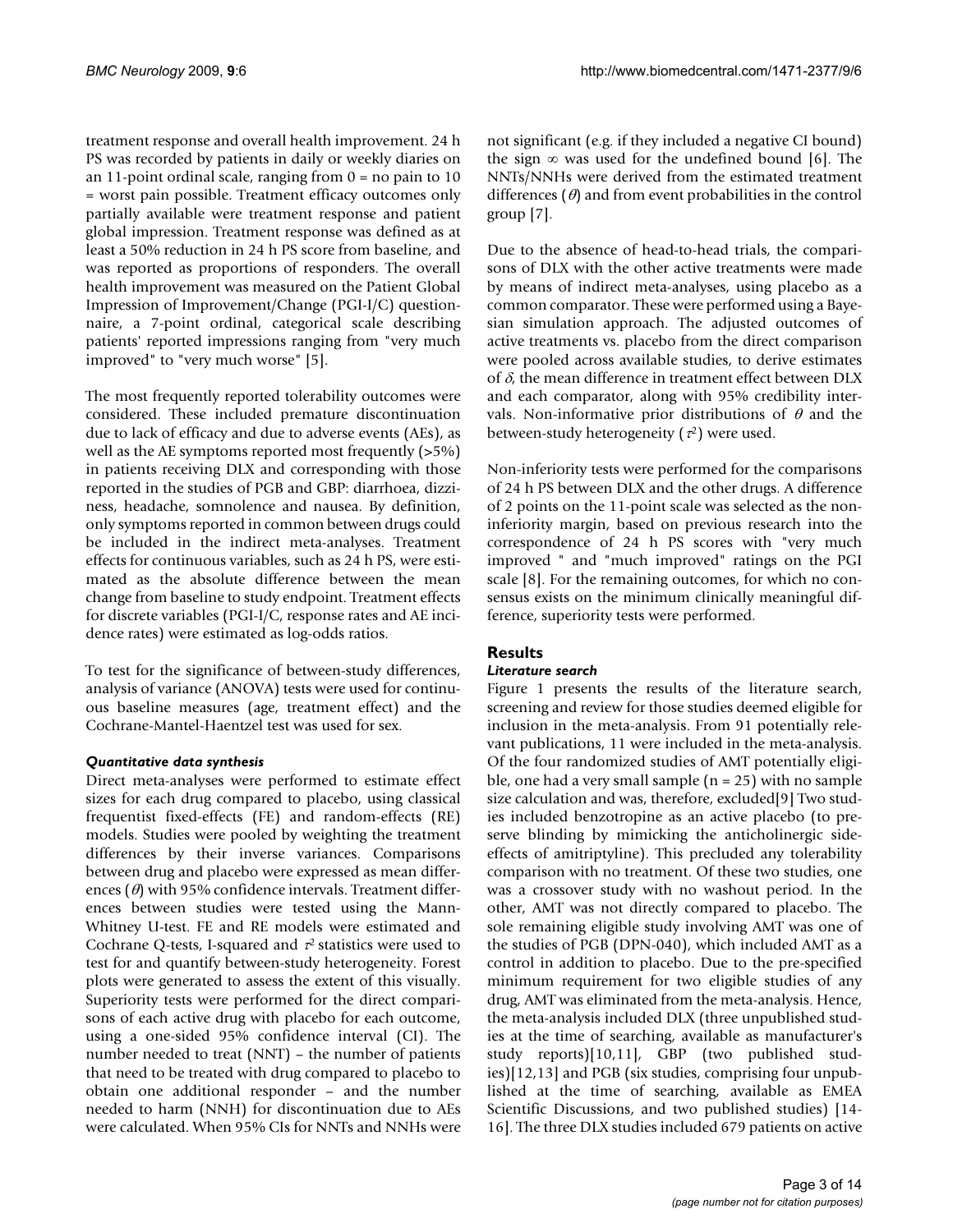treatment response and overall health improvement. 24 h PS was recorded by patients in daily or weekly diaries on an 11-point ordinal scale, ranging from 0 = no pain to 10 = worst pain possible. Treatment efficacy outcomes only partially available were treatment response and patient global impression. Treatment response was defined as at least a 50% reduction in 24 h PS score from baseline, and was reported as proportions of responders. The overall health improvement was measured on the Patient Global Impression of Improvement/Change (PGI-I/C) questionnaire, a 7-point ordinal, categorical scale describing patients' reported impressions ranging from "very much improved" to "very much worse" [5].

The most frequently reported tolerability outcomes were considered. These included premature discontinuation due to lack of efficacy and due to adverse events (AEs), as well as the AE symptoms reported most frequently (>5%) in patients receiving DLX and corresponding with those reported in the studies of PGB and GBP: diarrhoea, dizziness, headache, somnolence and nausea. By definition, only symptoms reported in common between drugs could be included in the indirect meta-analyses. Treatment effects for continuous variables, such as 24 h PS, were estimated as the absolute difference between the mean change from baseline to study endpoint. Treatment effects for discrete variables (PGI-I/C, response rates and AE incidence rates) were estimated as log-odds ratios.

To test for the significance of between-study differences, analysis of variance (ANOVA) tests were used for continuous baseline measures (age, treatment effect) and the Cochrane-Mantel-Haentzel test was used for sex.

### *Quantitative data synthesis*

Direct meta-analyses were performed to estimate effect sizes for each drug compared to placebo, using classical frequentist fixed-effects (FE) and random-effects (RE) models. Studies were pooled by weighting the treatment differences by their inverse variances. Comparisons between drug and placebo were expressed as mean differences ($\theta$) with 95% confidence intervals. Treatment differences between studies were tested using the Mann-Whitney U-test. FE and RE models were estimated and Cochrane Q-tests, I-squared and $\tau^2$ statistics were used to test for and quantify between-study heterogeneity. Forest plots were generated to assess the extent of this visually. Superiority tests were performed for the direct comparisons of each active drug with placebo for each outcome, using a one-sided 95% confidence interval (CI). The number needed to treat (NNT) – the number of patients that need to be treated with drug compared to placebo to obtain one additional responder – and the number needed to harm (NNH) for discontinuation due to AEs were calculated. When 95% CIs for NNTs and NNHs were not significant (e.g. if they included a negative CI bound) the sign $\infty$ was used for the undefined bound [6]. The NNTs/NNHs were derived from the estimated treatment differences ($\theta$) and from event probabilities in the control group [7].

Due to the absence of head-to-head trials, the comparisons of DLX with the other active treatments were made by means of indirect meta-analyses, using placebo as a common comparator. These were performed using a Bayesian simulation approach. The adjusted outcomes of active treatments vs. placebo from the direct comparison were pooled across available studies, to derive estimates of $\delta$, the mean difference in treatment effect between DLX and each comparator, along with 95% credibility intervals. Non-informative prior distributions of $\theta$ and the between-study heterogeneity ($\tau^2$) were used.

Non-inferiority tests were performed for the comparisons of 24 h PS between DLX and the other drugs. A difference of 2 points on the 11-point scale was selected as the non-inferiority margin, based on previous research into the correspondence of 24 h PS scores with "very much improved " and "much improved" ratings on the PGI scale [8]. For the remaining outcomes, for which no consensus exists on the minimum clinically meaningful difference, superiority tests were performed.

## Results

### *Literature search*

Figure 1 presents the results of the literature search, screening and review for those studies deemed eligible for inclusion in the meta-analysis. From 91 potentially relevant publications, 11 were included in the meta-analysis. Of the four randomized studies of AMT potentially eligible, one had a very small sample (n = 25) with no sample size calculation and was, therefore, excluded[9] Two studies included benzotropine as an active placebo (to preserve blinding by mimicking the anticholinergic side-effects of amitriptyline). This precluded any tolerability comparison with no treatment. Of these two studies, one was a crossover study with no washout period. In the other, AMT was not directly compared to placebo. The sole remaining eligible study involving AMT was one of the studies of PGB (DPN-040), which included AMT as a control in addition to placebo. Due to the pre-specified minimum requirement for two eligible studies of any drug, AMT was eliminated from the meta-analysis. Hence, the meta-analysis included DLX (three unpublished studies at the time of searching, available as manufacturer's study reports)[10,11], GBP (two published studies)[12,13] and PGB (six studies, comprising four unpublished at the time of searching, available as EMEA Scientific Discussions, and two published studies) [14-16]. The three DLX studies included 679 patients on active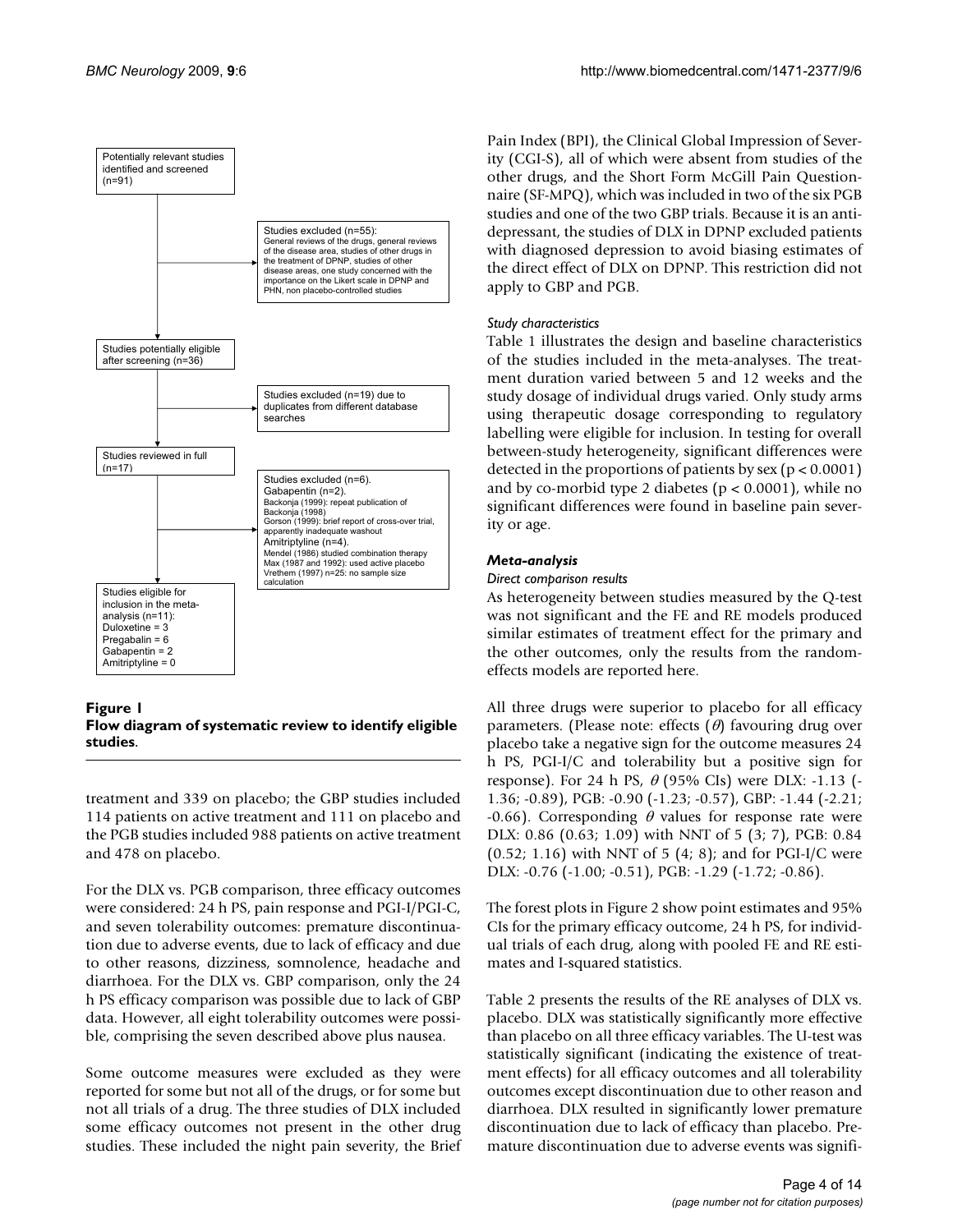Potentially relevant studies identified and screened (n=91)

Studies excluded (n=55): General reviews of the drugs, general reviews of the disease area, studies of other drugs in the treatment of DPNP, studies of other disease areas, one study concerned with the importance on the Likert scale in DPNP and PHN, non placebo-controlled studies

Studies potentially eligible after screening (n=36)

Studies excluded (n=19) due to duplicates from different database searches

Studies reviewed in full (n=17)

Studies excluded (n=6).
Gabapentin (n=2).
Backonja (1999): repeat publication of Backonja (1998)
Gorson (1999): brief report of cross-over trial, apparently inadequate washout
Amitriptyline (n=4).
Mendel (1986) studied combination therapy
Max (1987 and 1992): used active placebo
Vrethem (1997) n=25: no sample size calculation

Studies eligible for inclusion in the meta-analysis (n=11):
Duloxetine = 3
Pregabalin = 6
Gabapentin = 2
Amitriptyline = 0

**Figure 1**
**Flow diagram of systematic review to identify eligible studies.**

treatment and 339 on placebo; the GBP studies included 114 patients on active treatment and 111 on placebo and the PGB studies included 988 patients on active treatment and 478 on placebo.

For the DLX vs. PGB comparison, three efficacy outcomes were considered: 24 h PS, pain response and PGI-I/PGI-C, and seven tolerability outcomes: premature discontinuation due to adverse events, due to lack of efficacy and due to other reasons, dizziness, somnolence, headache and diarrhoea. For the DLX vs. GBP comparison, only the 24 h PS efficacy comparison was possible due to lack of GBP data. However, all eight tolerability outcomes were possible, comprising the seven described above plus nausea.

Some outcome measures were excluded as they were reported for some but not all of the drugs, or for some but not all trials of a drug. The three studies of DLX included some efficacy outcomes not present in the other drug studies. These included the night pain severity, the Brief Pain Index (BPI), the Clinical Global Impression of Severity (CGI-S), all of which were absent from studies of the other drugs, and the Short Form McGill Pain Questionnaire (SF-MPQ), which was included in two of the six PGB studies and one of the two GBP trials. Because it is an antidepressant, the studies of DLX in DPNP excluded patients with diagnosed depression to avoid biasing estimates of the direct effect of DLX on DPNP. This restriction did not apply to GBP and PGB.

*Study characteristics*

Table 1 illustrates the design and baseline characteristics of the studies included in the meta-analyses. The treatment duration varied between 5 and 12 weeks and the study dosage of individual drugs varied. Only study arms using therapeutic dosage corresponding to regulatory labelling were eligible for inclusion. In testing for overall between-study heterogeneity, significant differences were detected in the proportions of patients by sex ($p < 0.0001$) and by co-morbid type 2 diabetes ($p < 0.0001$), while no significant differences were found in baseline pain severity or age.

### *Meta-analysis*

*Direct comparison results*

As heterogeneity between studies measured by the Q-test was not significant and the FE and RE models produced similar estimates of treatment effect for the primary and the other outcomes, only the results from the random-effects models are reported here.

All three drugs were superior to placebo for all efficacy parameters. (Please note: effects ($\theta$) favouring drug over placebo take a negative sign for the outcome measures 24 h PS, PGI-I/C and tolerability but a positive sign for response). For 24 h PS, $\theta$ (95% CIs) were DLX: -1.13 (-1.36; -0.89), PGB: -0.90 (-1.23; -0.57), GBP: -1.44 (-2.21; -0.66). Corresponding $\theta$ values for response rate were DLX: 0.86 (0.63; 1.09) with NNT of 5 (3; 7), PGB: 0.84 (0.52; 1.16) with NNT of 5 (4; 8); and for PGI-I/C were DLX: -0.76 (-1.00; -0.51), PGB: -1.29 (-1.72; -0.86).

The forest plots in Figure 2 show point estimates and 95% CIs for the primary efficacy outcome, 24 h PS, for individual trials of each drug, along with pooled FE and RE estimates and I-squared statistics.

Table 2 presents the results of the RE analyses of DLX vs. placebo. DLX was statistically significantly more effective than placebo on all three efficacy variables. The U-test was statistically significant (indicating the existence of treatment effects) for all efficacy outcomes and all tolerability outcomes except discontinuation due to other reason and diarrhoea. DLX resulted in significantly lower premature discontinuation due to lack of efficacy than placebo. Premature discontinuation due to adverse events was signifi-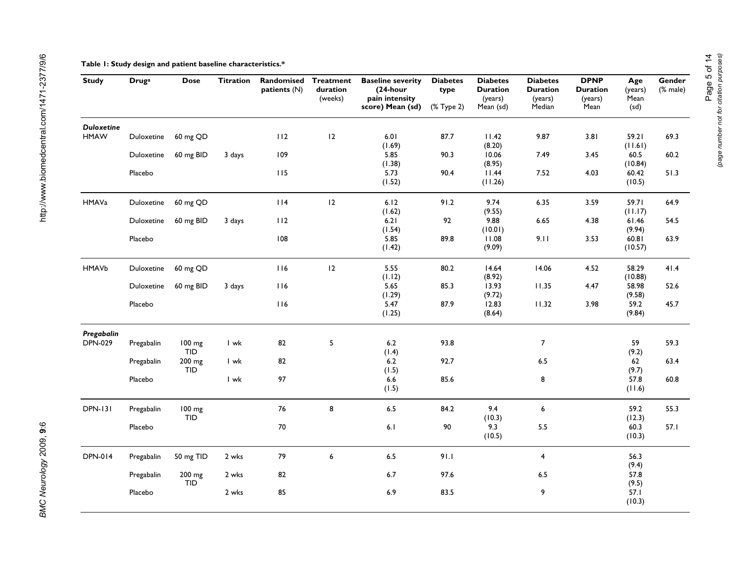**Table 1: Study design and patient baseline characteristics.***

| Study | Drug[a] | Dose | Titration | Randomised patients (N) | Treatment duration (weeks) | Baseline severity (24-hour pain intensity score) Mean (sd) | Diabetes type (% Type 2) | Diabetes Duration (years) Mean (sd) | Diabetes Duration (years) Median | DPNP Duration (years) Mean | Age (years) Mean (sd) | Gender (% male) |
|---|---|---|---|---|---|---|---|---|---|---|---|---|
| ***Duloxetine*** | | | | | | | | | | | | |
| HMAW | Duloxetine | 60 mg QD | | 112 | 12 | 6.01 (1.69) | 87.7 | 11.42 (8.20) | 9.87 | 3.81 | 59.21 (11.61) | 69.3 |
| | Duloxetine | 60 mg BID | 3 days | 109 | | 5.85 (1.38) | 90.3 | 10.06 (8.95) | 7.49 | 3.45 | 60.5 (10.84) | 60.2 |
| | Placebo | | | 115 | | 5.73 (1.52) | 90.4 | 11.44 (11.26) | 7.52 | 4.03 | 60.42 (10.5) | 51.3 |
| HMAVa | Duloxetine | 60 mg QD | | 114 | 12 | 6.12 (1.62) | 91.2 | 9.74 (9.55) | 6.35 | 3.59 | 59.71 (11.17) | 64.9 |
| | Duloxetine | 60 mg BID | 3 days | 112 | | 6.21 (1.54) | 92 | 9.88 (10.01) | 6.65 | 4.38 | 61.46 (9.94) | 54.5 |
| | Placebo | | | 108 | | 5.85 (1.42) | 89.8 | 11.08 (9.09) | 9.11 | 3.53 | 60.81 (10.57) | 63.9 |
| HMAVb | Duloxetine | 60 mg QD | | 116 | 12 | 5.55 (1.12) | 80.2 | 14.64 (8.92) | 14.06 | 4.52 | 58.29 (10.88) | 41.4 |
| | Duloxetine | 60 mg BID | 3 days | 116 | | 5.65 (1.29) | 85.3 | 13.93 (9.72) | 11.35 | 4.47 | 58.98 (9.58) | 52.6 |
| | Placebo | | | 116 | | 5.47 (1.25) | 87.9 | 12.83 (8.64) | 11.32 | 3.98 | 59.2 (9.84) | 45.7 |
| ***Pregabalin*** | | | | | | | | | | | | |
| DPN-029 | Pregabalin | 100 mg TID | 1 wk | 82 | 5 | 6.2 (1.4) | 93.8 | | 7 | | 59 (9.2) | 59.3 |
| | Pregabalin | 200 mg TID | 1 wk | 82 | | 6.2 (1.5) | 92.7 | | 6.5 | | 62 (9.7) | 63.4 |
| | Placebo | | 1 wk | 97 | | 6.6 (1.5) | 85.6 | | 8 | | 57.8 (11.6) | 60.8 |
| DPN-131 | Pregabalin | 100 mg TID | | 76 | 8 | 6.5 | 84.2 | 9.4 (10.3) | 6 | | 59.2 (12.3) | 55.3 |
| | Placebo | | | 70 | | 6.1 | 90 | 9.3 (10.5) | 5.5 | | 60.3 (10.3) | 57.1 |
| DPN-014 | Pregabalin | 50 mg TID | 2 wks | 79 | 6 | 6.5 | 91.1 | | 4 | | 56.3 (9.4) | |
| | Pregabalin | 200 mg TID | 2 wks | 82 | | 6.7 | 97.6 | | 6.5 | | 57.8 (9.5) | |
| | Placebo | | 2 wks | 85 | | 6.9 | 83.5 | | 9 | | 57.1 (10.3) | |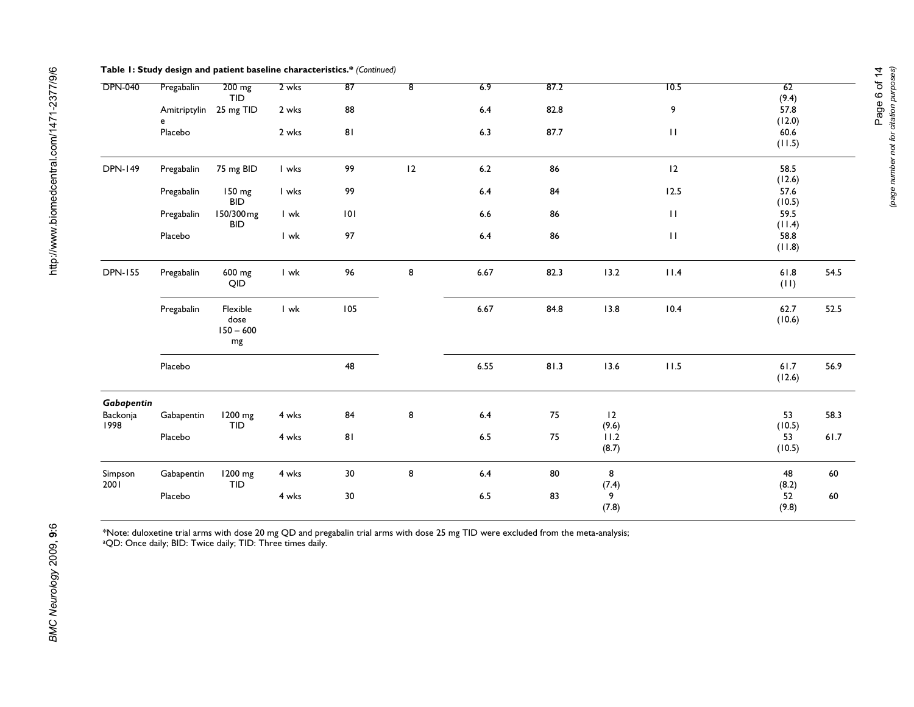**Table 1: Study design and patient baseline characteristics.*** *(Continued)*

| | | | | | | | | | | | |
|---|---|---|---|---|---|---|---|---|---|---|---|
| DPN-040 | Pregabalin | 200 mg TID | 2 wks | 87 | 8 | 6.9 | 87.2 | | 10.5 | 62 (9.4) | |
| | Amitriptyline | 25 mg TID | 2 wks | 88 | | 6.4 | 82.8 | | 9 | 57.8 (12.0) | |
| | Placebo | | 2 wks | 81 | | 6.3 | 87.7 | | 11 | 60.6 (11.5) | |
| DPN-149 | Pregabalin | 75 mg BID | 1 wks | 99 | 12 | 6.2 | 86 | | 12 | 58.5 (12.6) | |
| | Pregabalin | 150 mg BID | 1 wks | 99 | | 6.4 | 84 | | 12.5 | 57.6 (10.5) | |
| | Pregabalin | 150/300 mg BID | 1 wk | 101 | | 6.6 | 86 | | 11 | 59.5 (11.4) | |
| | Placebo | | 1 wk | 97 | | 6.4 | 86 | | 11 | 58.8 (11.8) | |
| DPN-155 | Pregabalin | 600 mg QID | 1 wk | 96 | 8 | 6.67 | 82.3 | 13.2 | 11.4 | 61.8 (11) | 54.5 |
| | Pregabalin | Flexible dose 150 – 600 mg | 1 wk | 105 | | 6.67 | 84.8 | 13.8 | 10.4 | 62.7 (10.6) | 52.5 |
| | Placebo | | | 48 | | 6.55 | 81.3 | 13.6 | 11.5 | 61.7 (12.6) | 56.9 |
| ***Gabapentin*** | | | | | | | | | | | |
| Backonja 1998 | Gabapentin | 1200 mg TID | 4 wks | 84 | 8 | 6.4 | 75 | 12 (9.6) | | 53 (10.5) | 58.3 |
| | Placebo | | 4 wks | 81 | | 6.5 | 75 | 11.2 (8.7) | | 53 (10.5) | 61.7 |
| Simpson 2001 | Gabapentin | 1200 mg TID | 4 wks | 30 | 8 | 6.4 | 80 | 8 (7.4) | | 48 (8.2) | 60 |
| | Placebo | | 4 wks | 30 | | 6.5 | 83 | 9 (7.8) | | 52 (9.8) | 60 |

*Note: duloxetine trial arms with dose 20 mg QD and pregabalin trial arms with dose 25 mg TID were excluded from the meta-analysis;
[a]QD: Once daily; BID: Twice daily; TID: Three times daily.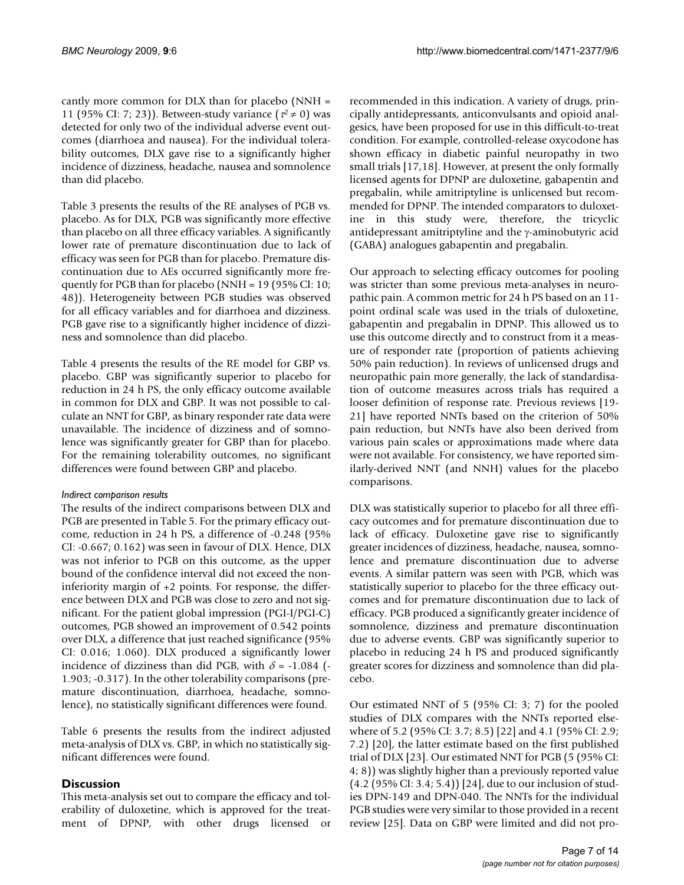cantly more common for DLX than for placebo (NNH = 11 (95% CI: 7; 23)). Between-study variance ($\tau^2 \neq 0$) was detected for only two of the individual adverse event outcomes (diarrhoea and nausea). For the individual tolerability outcomes, DLX gave rise to a significantly higher incidence of dizziness, headache, nausea and somnolence than did placebo.

Table 3 presents the results of the RE analyses of PGB vs. placebo. As for DLX, PGB was significantly more effective than placebo on all three efficacy variables. A significantly lower rate of premature discontinuation due to lack of efficacy was seen for PGB than for placebo. Premature discontinuation due to AEs occurred significantly more frequently for PGB than for placebo (NNH = 19 (95% CI: 10; 48)). Heterogeneity between PGB studies was observed for all efficacy variables and for diarrhoea and dizziness. PGB gave rise to a significantly higher incidence of dizziness and somnolence than did placebo.

Table 4 presents the results of the RE model for GBP vs. placebo. GBP was significantly superior to placebo for reduction in 24 h PS, the only efficacy outcome available in common for DLX and GBP. It was not possible to calculate an NNT for GBP, as binary responder rate data were unavailable. The incidence of dizziness and of somnolence was significantly greater for GBP than for placebo. For the remaining tolerability outcomes, no significant differences were found between GBP and placebo.

#### *Indirect comparison results*

The results of the indirect comparisons between DLX and PGB are presented in Table 5. For the primary efficacy outcome, reduction in 24 h PS, a difference of -0.248 (95% CI: -0.667; 0.162) was seen in favour of DLX. Hence, DLX was not inferior to PGB on this outcome, as the upper bound of the confidence interval did not exceed the non-inferiority margin of +2 points. For response, the difference between DLX and PGB was close to zero and not significant. For the patient global impression (PGI-I/PGI-C) outcomes, PGB showed an improvement of 0.542 points over DLX, a difference that just reached significance (95% CI: 0.016; 1.060). DLX produced a significantly lower incidence of dizziness than did PGB, with $\delta$ = -1.084 (-1.903; -0.317). In the other tolerability comparisons (premature discontinuation, diarrhoea, headache, somnolence), no statistically significant differences were found.

Table 6 presents the results from the indirect adjusted meta-analysis of DLX vs. GBP, in which no statistically significant differences were found.

## Discussion

This meta-analysis set out to compare the efficacy and tolerability of duloxetine, which is approved for the treatment of DPNP, with other drugs licensed or recommended in this indication. A variety of drugs, principally antidepressants, anticonvulsants and opioid analgesics, have been proposed for use in this difficult-to-treat condition. For example, controlled-release oxycodone has shown efficacy in diabetic painful neuropathy in two small trials [17,18]. However, at present the only formally licensed agents for DPNP are duloxetine, gabapentin and pregabalin, while amitriptyline is unlicensed but recommended for DPNP. The intended comparators to duloxetine in this study were, therefore, the tricyclic antidepressant amitriptyline and the $\gamma$-aminobutyric acid (GABA) analogues gabapentin and pregabalin.

Our approach to selecting efficacy outcomes for pooling was stricter than some previous meta-analyses in neuropathic pain. A common metric for 24 h PS based on an 11-point ordinal scale was used in the trials of duloxetine, gabapentin and pregabalin in DPNP. This allowed us to use this outcome directly and to construct from it a measure of responder rate (proportion of patients achieving 50% pain reduction). In reviews of unlicensed drugs and neuropathic pain more generally, the lack of standardisation of outcome measures across trials has required a looser definition of response rate. Previous reviews [19-21] have reported NNTs based on the criterion of 50% pain reduction, but NNTs have also been derived from various pain scales or approximations made where data were not available. For consistency, we have reported similarly-derived NNT (and NNH) values for the placebo comparisons.

DLX was statistically superior to placebo for all three efficacy outcomes and for premature discontinuation due to lack of efficacy. Duloxetine gave rise to significantly greater incidences of dizziness, headache, nausea, somnolence and premature discontinuation due to adverse events. A similar pattern was seen with PGB, which was statistically superior to placebo for the three efficacy outcomes and for premature discontinuation due to lack of efficacy. PGB produced a significantly greater incidence of somnolence, dizziness and premature discontinuation due to adverse events. GBP was significantly superior to placebo in reducing 24 h PS and produced significantly greater scores for dizziness and somnolence than did placebo.

Our estimated NNT of 5 (95% CI: 3; 7) for the pooled studies of DLX compares with the NNTs reported elsewhere of 5.2 (95% CI: 3.7; 8.5) [22] and 4.1 (95% CI: 2.9; 7.2) [20], the latter estimate based on the first published trial of DLX [23]. Our estimated NNT for PGB (5 (95% CI: 4; 8)) was slightly higher than a previously reported value (4.2 (95% CI: 3.4; 5.4)) [24], due to our inclusion of studies DPN-149 and DPN-040. The NNTs for the individual PGB studies were very similar to those provided in a recent review [25]. Data on GBP were limited and did not pro-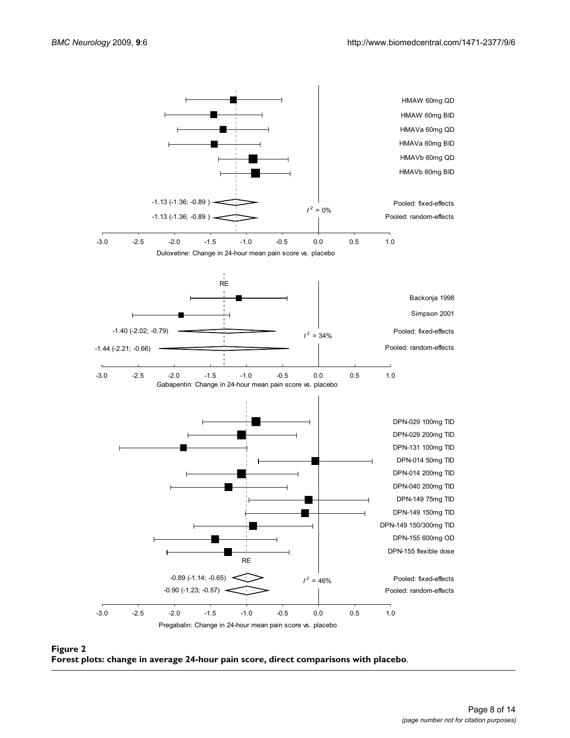**Figure 2**
**Forest plots: change in average 24-hour pain score, direct comparisons with placebo**.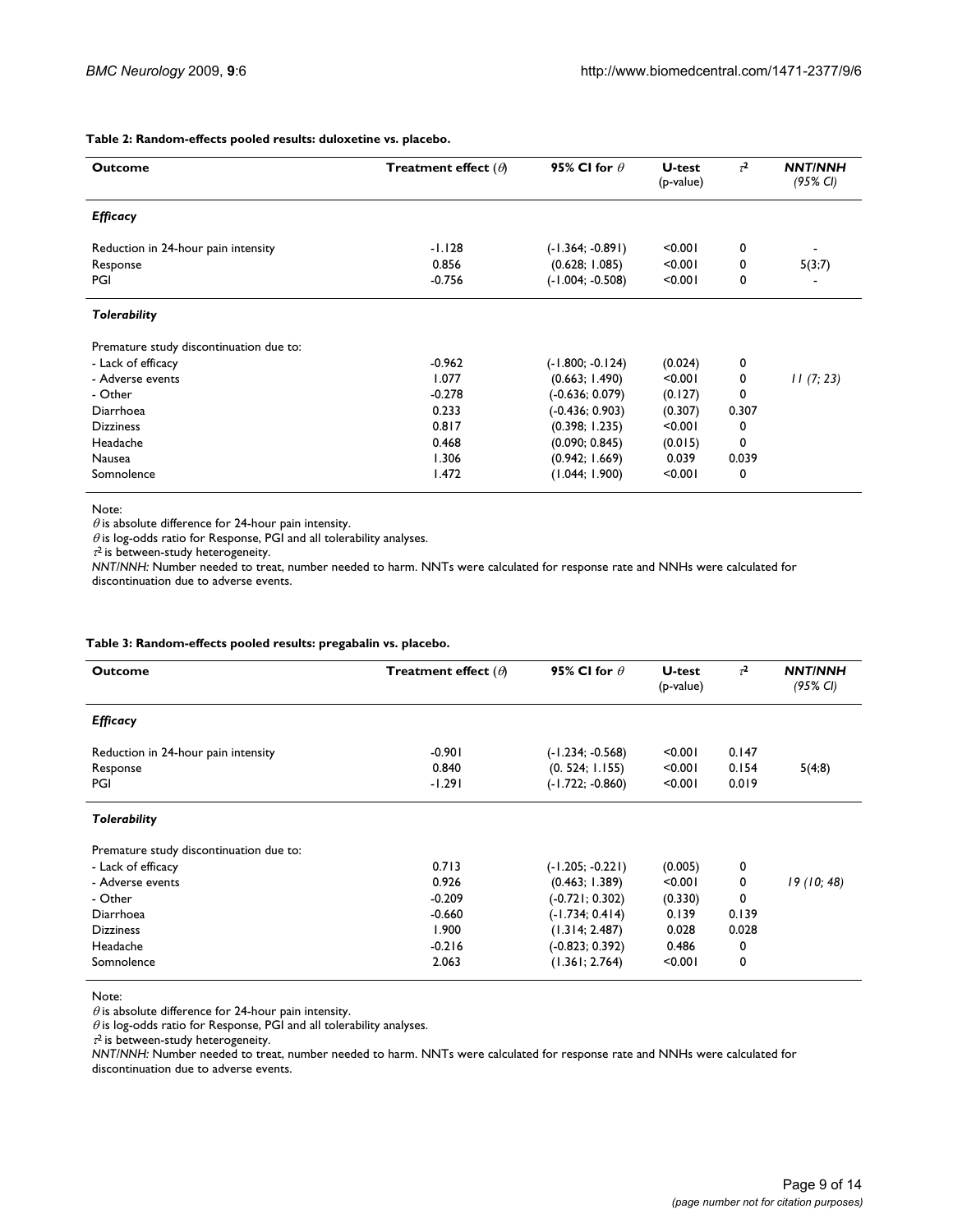**Table 2: Random-effects pooled results: duloxetine vs. placebo.**

| Outcome | Treatment effect ($\theta$) | 95% CI for $\theta$ | U-test (p-value) | $\tau^2$ | *NNT/NNH (95% CI)* |
|---|---|---|---|---|---|
| ***Efficacy*** | | | | | |
| Reduction in 24-hour pain intensity | -1.128 | (-1.364; -0.891) | <0.001 | 0 | - |
| Response | 0.856 | (0.628; 1.085) | <0.001 | 0 | 5(3;7) |
| PGI | -0.756 | (-1.004; -0.508) | <0.001 | 0 | - |
| ***Tolerability*** | | | | | |
| Premature study discontinuation due to: | | | | | |
| - Lack of efficacy | -0.962 | (-1.800; -0.124) | (0.024) | 0 | |
| - Adverse events | 1.077 | (0.663; 1.490) | <0.001 | 0 | *11 (7; 23)* |
| - Other | -0.278 | (-0.636; 0.079) | (0.127) | 0 | |
| Diarrhoea | 0.233 | (-0.436; 0.903) | (0.307) | 0.307 | |
| Dizziness | 0.817 | (0.398; 1.235) | <0.001 | 0 | |
| Headache | 0.468 | (0.090; 0.845) | (0.015) | 0 | |
| Nausea | 1.306 | (0.942; 1.669) | 0.039 | 0.039 | |
| Somnolence | 1.472 | (1.044; 1.900) | <0.001 | 0 | |

Note:
$\theta$ is absolute difference for 24-hour pain intensity.
$\theta$ is log-odds ratio for Response, PGI and all tolerability analyses.
$\tau^2$ is between-study heterogeneity.
*NNT/NNH:* Number needed to treat, number needed to harm. NNTs were calculated for response rate and NNHs were calculated for discontinuation due to adverse events.

**Table 3: Random-effects pooled results: pregabalin vs. placebo.**

| Outcome | Treatment effect ($\theta$) | 95% CI for $\theta$ | U-test (p-value) | $\tau^2$ | *NNT/NNH (95% CI)* |
|---|---|---|---|---|---|
| ***Efficacy*** | | | | | |
| Reduction in 24-hour pain intensity | -0.901 | (-1.234; -0.568) | <0.001 | 0.147 | |
| Response | 0.840 | (0. 524; 1.155) | <0.001 | 0.154 | 5(4;8) |
| PGI | -1.291 | (-1.722; -0.860) | <0.001 | 0.019 | |
| ***Tolerability*** | | | | | |
| Premature study discontinuation due to: | | | | | |
| - Lack of efficacy | 0.713 | (-1.205; -0.221) | (0.005) | 0 | |
| - Adverse events | 0.926 | (0.463; 1.389) | <0.001 | 0 | *19 (10; 48)* |
| - Other | -0.209 | (-0.721; 0.302) | (0.330) | 0 | |
| Diarrhoea | -0.660 | (-1.734; 0.414) | 0.139 | 0.139 | |
| Dizziness | 1.900 | (1.314; 2.487) | 0.028 | 0.028 | |
| Headache | -0.216 | (-0.823; 0.392) | 0.486 | 0 | |
| Somnolence | 2.063 | (1.361; 2.764) | <0.001 | 0 | |

Note:
$\theta$ is absolute difference for 24-hour pain intensity.
$\theta$ is log-odds ratio for Response, PGI and all tolerability analyses.
$\tau^2$ is between-study heterogeneity.
*NNT/NNH:* Number needed to treat, number needed to harm. NNTs were calculated for response rate and NNHs were calculated for discontinuation due to adverse events.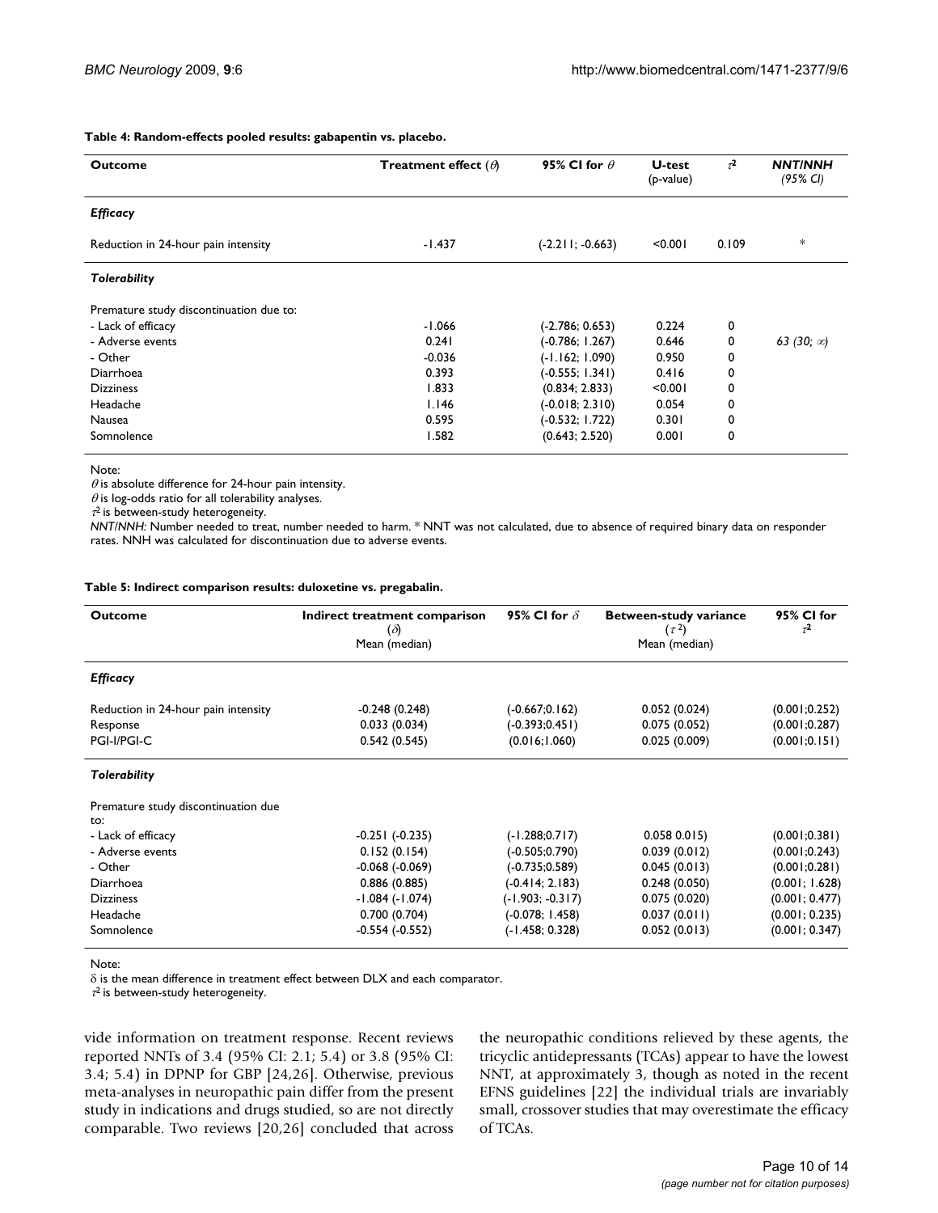**Table 4: Random-effects pooled results: gabapentin vs. placebo.**

| Outcome | Treatment effect ($\theta$) | 95% CI for $\theta$ | U-test (p-value) | $\tau^2$ | *NNT/NNH (95% CI)* |
|---|---|---|---|---|---|
| ***Efficacy*** | | | | | |
| Reduction in 24-hour pain intensity | -1.437 | (-2.211; -0.663) | <0.001 | 0.109 | * |
| ***Tolerability*** | | | | | |
| Premature study discontinuation due to: | | | | | |
| - Lack of efficacy | -1.066 | (-2.786; 0.653) | 0.224 | 0 | |
| - Adverse events | 0.241 | (-0.786; 1.267) | 0.646 | 0 | *63 (30; ∞)* |
| - Other | -0.036 | (-1.162; 1.090) | 0.950 | 0 | |
| Diarrhoea | 0.393 | (-0.555; 1.341) | 0.416 | 0 | |
| Dizziness | 1.833 | (0.834; 2.833) | <0.001 | 0 | |
| Headache | 1.146 | (-0.018; 2.310) | 0.054 | 0 | |
| Nausea | 0.595 | (-0.532; 1.722) | 0.301 | 0 | |
| Somnolence | 1.582 | (0.643; 2.520) | 0.001 | 0 | |

Note:
$\theta$ is absolute difference for 24-hour pain intensity.
$\theta$ is log-odds ratio for all tolerability analyses.
$\tau^2$ is between-study heterogeneity.
*NNT/NNH:* Number needed to treat, number needed to harm. * NNT was not calculated, due to absence of required binary data on responder rates. NNH was calculated for discontinuation due to adverse events.

**Table 5: Indirect comparison results: duloxetine vs. pregabalin.**

| Outcome | Indirect treatment comparison ($\delta$) Mean (median) | 95% CI for $\delta$ | Between-study variance ($\tau^2$) Mean (median) | 95% CI for $\tau^2$ |
|---|---|---|---|---|
| ***Efficacy*** | | | | |
| Reduction in 24-hour pain intensity | -0.248 (0.248) | (-0.667;0.162) | 0.052 (0.024) | (0.001;0.252) |
| Response | 0.033 (0.034) | (-0.393;0.451) | 0.075 (0.052) | (0.001;0.287) |
| PGI-I/PGI-C | 0.542 (0.545) | (0.016;1.060) | 0.025 (0.009) | (0.001;0.151) |
| ***Tolerability*** | | | | |
| Premature study discontinuation due to: | | | | |
| - Lack of efficacy | -0.251 (-0.235) | (-1.288;0.717) | 0.058 0.015) | (0.001;0.381) |
| - Adverse events | 0.152 (0.154) | (-0.505;0.790) | 0.039 (0.012) | (0.001;0.243) |
| - Other | -0.068 (-0.069) | (-0.735;0.589) | 0.045 (0.013) | (0.001;0.281) |
| Diarrhoea | 0.886 (0.885) | (-0.414; 2.183) | 0.248 (0.050) | (0.001; 1.628) |
| Dizziness | -1.084 (-1.074) | (-1.903; -0.317) | 0.075 (0.020) | (0.001; 0.477) |
| Headache | 0.700 (0.704) | (-0.078; 1.458) | 0.037 (0.011) | (0.001; 0.235) |
| Somnolence | -0.554 (-0.552) | (-1.458; 0.328) | 0.052 (0.013) | (0.001; 0.347) |

Note:
$\delta$ is the mean difference in treatment effect between DLX and each comparator.
$\tau^2$ is between-study heterogeneity.

vide information on treatment response. Recent reviews reported NNTs of 3.4 (95% CI: 2.1; 5.4) or 3.8 (95% CI: 3.4; 5.4) in DPNP for GBP [24,26]. Otherwise, previous meta-analyses in neuropathic pain differ from the present study in indications and drugs studied, so are not directly comparable. Two reviews [20,26] concluded that across the neuropathic conditions relieved by these agents, the tricyclic antidepressants (TCAs) appear to have the lowest NNT, at approximately 3, though as noted in the recent EFNS guidelines [22] the individual trials are invariably small, crossover studies that may overestimate the efficacy of TCAs.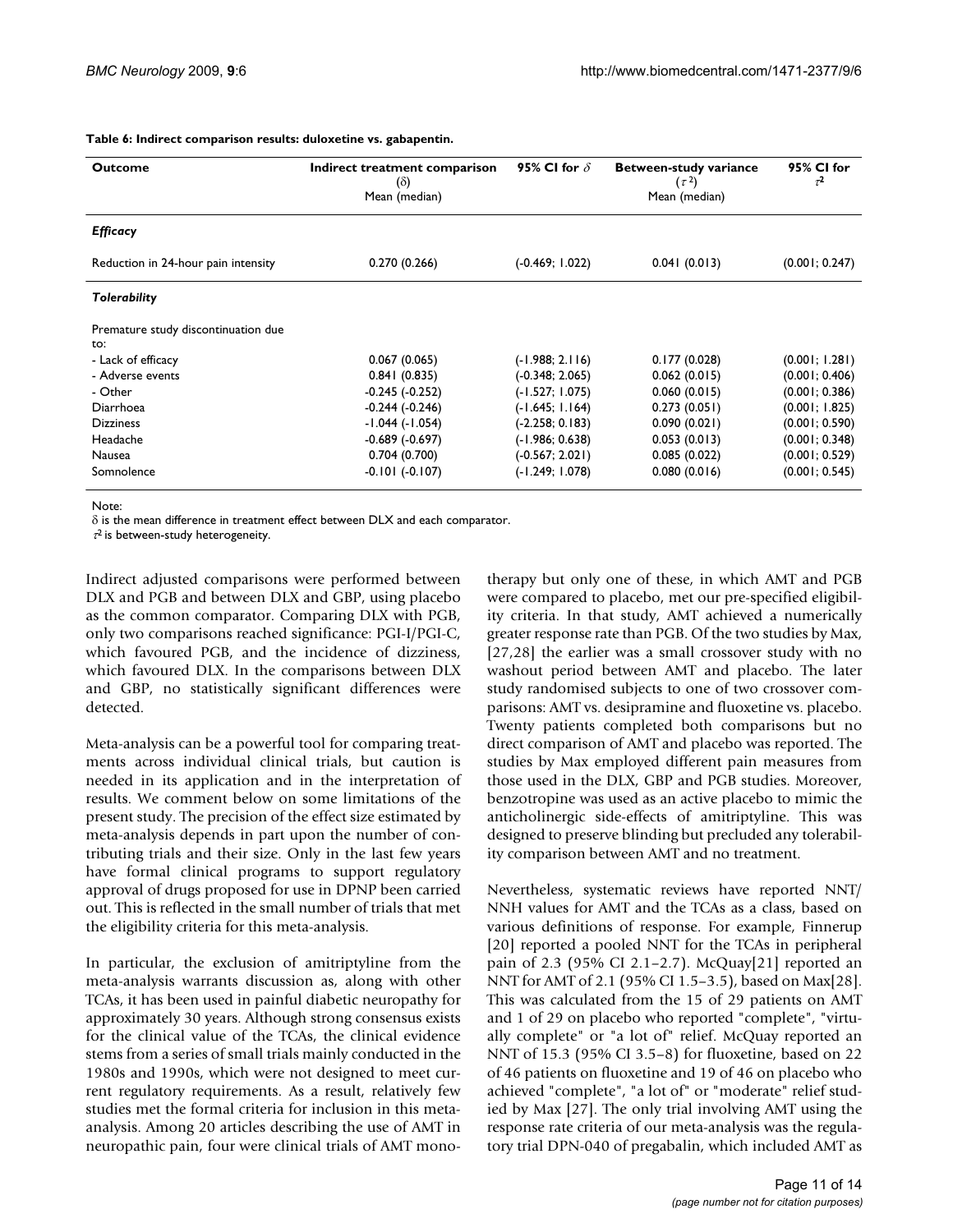**Table 6: Indirect comparison results: duloxetine vs. gabapentin.**

| Outcome | Indirect treatment comparison ($\delta$) Mean (median) | 95% CI for $\delta$ | Between-study variance ($\tau^2$) Mean (median) | 95% CI for $\tau^2$ |
|---|---|---|---|---|
| ***Efficacy*** | | | | |
| Reduction in 24-hour pain intensity | 0.270 (0.266) | (-0.469; 1.022) | 0.041 (0.013) | (0.001; 0.247) |
| ***Tolerability*** | | | | |
| Premature study discontinuation due to: | | | | |
| - Lack of efficacy | 0.067 (0.065) | (-1.988; 2.116) | 0.177 (0.028) | (0.001; 1.281) |
| - Adverse events | 0.841 (0.835) | (-0.348; 2.065) | 0.062 (0.015) | (0.001; 0.406) |
| - Other | -0.245 (-0.252) | (-1.527; 1.075) | 0.060 (0.015) | (0.001; 0.386) |
| Diarrhoea | -0.244 (-0.246) | (-1.645; 1.164) | 0.273 (0.051) | (0.001; 1.825) |
| Dizziness | -1.044 (-1.054) | (-2.258; 0.183) | 0.090 (0.021) | (0.001; 0.590) |
| Headache | -0.689 (-0.697) | (-1.986; 0.638) | 0.053 (0.013) | (0.001; 0.348) |
| Nausea | 0.704 (0.700) | (-0.567; 2.021) | 0.085 (0.022) | (0.001; 0.529) |
| Somnolence | -0.101 (-0.107) | (-1.249; 1.078) | 0.080 (0.016) | (0.001; 0.545) |

Note:
$\delta$ is the mean difference in treatment effect between DLX and each comparator.
$\tau^2$ is between-study heterogeneity.

Indirect adjusted comparisons were performed between DLX and PGB and between DLX and GBP, using placebo as the common comparator. Comparing DLX with PGB, only two comparisons reached significance: PGI-I/PGI-C, which favoured PGB, and the incidence of dizziness, which favoured DLX. In the comparisons between DLX and GBP, no statistically significant differences were detected.

Meta-analysis can be a powerful tool for comparing treatments across individual clinical trials, but caution is needed in its application and in the interpretation of results. We comment below on some limitations of the present study. The precision of the effect size estimated by meta-analysis depends in part upon the number of contributing trials and their size. Only in the last few years have formal clinical programs to support regulatory approval of drugs proposed for use in DPNP been carried out. This is reflected in the small number of trials that met the eligibility criteria for this meta-analysis.

In particular, the exclusion of amitriptyline from the meta-analysis warrants discussion as, along with other TCAs, it has been used in painful diabetic neuropathy for approximately 30 years. Although strong consensus exists for the clinical value of the TCAs, the clinical evidence stems from a series of small trials mainly conducted in the 1980s and 1990s, which were not designed to meet current regulatory requirements. As a result, relatively few studies met the formal criteria for inclusion in this meta-analysis. Among 20 articles describing the use of AMT in neuropathic pain, four were clinical trials of AMT monotherapy but only one of these, in which AMT and PGB were compared to placebo, met our pre-specified eligibility criteria. In that study, AMT achieved a numerically greater response rate than PGB. Of the two studies by Max, [27,28] the earlier was a small crossover study with no washout period between AMT and placebo. The later study randomised subjects to one of two crossover comparisons: AMT vs. desipramine and fluoxetine vs. placebo. Twenty patients completed both comparisons but no direct comparison of AMT and placebo was reported. The studies by Max employed different pain measures from those used in the DLX, GBP and PGB studies. Moreover, benzotropine was used as an active placebo to mimic the anticholinergic side-effects of amitriptyline. This was designed to preserve blinding but precluded any tolerability comparison between AMT and no treatment.

Nevertheless, systematic reviews have reported NNT/NNH values for AMT and the TCAs as a class, based on various definitions of response. For example, Finnerup [20] reported a pooled NNT for the TCAs in peripheral pain of 2.3 (95% CI 2.1–2.7). McQuay[21] reported an NNT for AMT of 2.1 (95% CI 1.5–3.5), based on Max[28]. This was calculated from the 15 of 29 patients on AMT and 1 of 29 on placebo who reported "complete", "virtually complete" or "a lot of" relief. McQuay reported an NNT of 15.3 (95% CI 3.5–8) for fluoxetine, based on 22 of 46 patients on fluoxetine and 19 of 46 on placebo who achieved "complete", "a lot of" or "moderate" relief studied by Max [27]. The only trial involving AMT using the response rate criteria of our meta-analysis was the regulatory trial DPN-040 of pregabalin, which included AMT as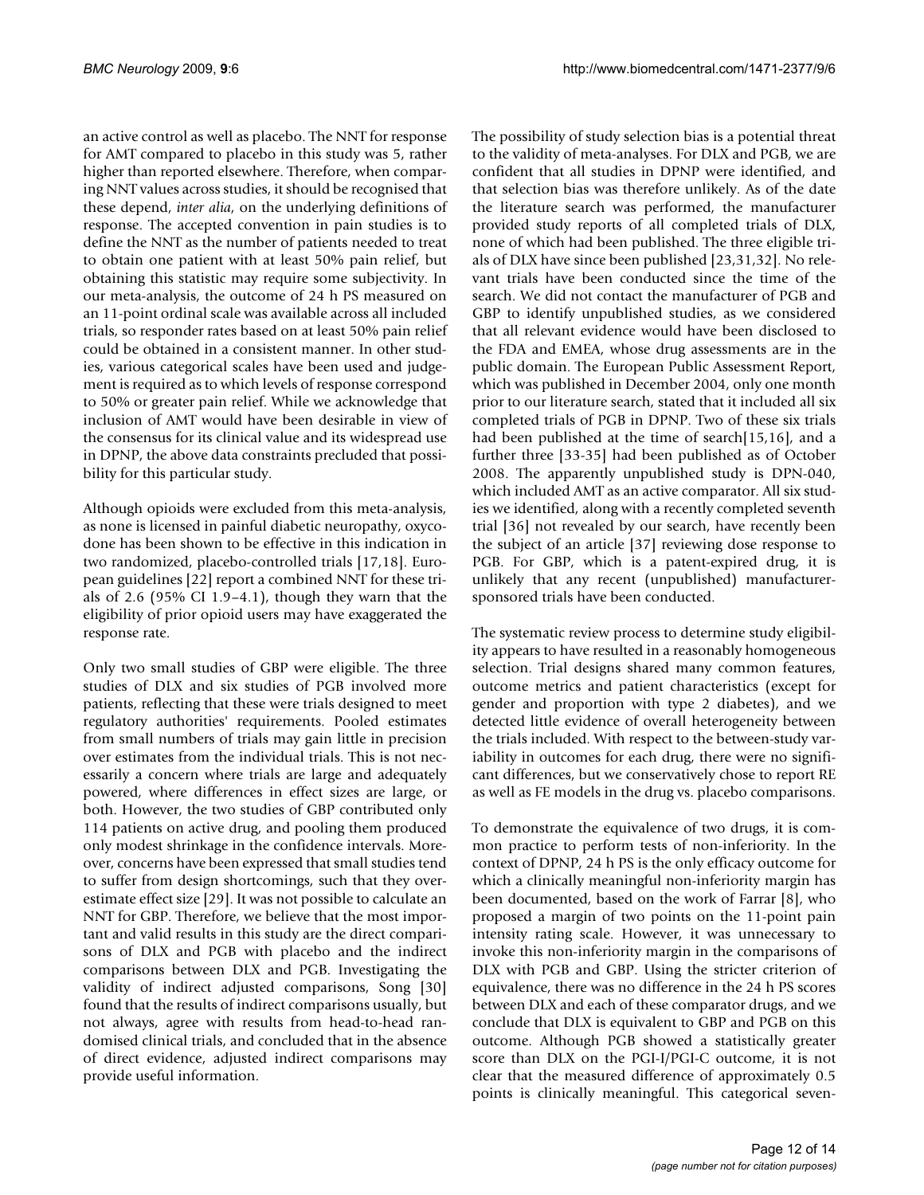an active control as well as placebo. The NNT for response for AMT compared to placebo in this study was 5, rather higher than reported elsewhere. Therefore, when comparing NNT values across studies, it should be recognised that these depend, *inter alia*, on the underlying definitions of response. The accepted convention in pain studies is to define the NNT as the number of patients needed to treat to obtain one patient with at least 50% pain relief, but obtaining this statistic may require some subjectivity. In our meta-analysis, the outcome of 24 h PS measured on an 11-point ordinal scale was available across all included trials, so responder rates based on at least 50% pain relief could be obtained in a consistent manner. In other studies, various categorical scales have been used and judgement is required as to which levels of response correspond to 50% or greater pain relief. While we acknowledge that inclusion of AMT would have been desirable in view of the consensus for its clinical value and its widespread use in DPNP, the above data constraints precluded that possibility for this particular study.

Although opioids were excluded from this meta-analysis, as none is licensed in painful diabetic neuropathy, oxycodone has been shown to be effective in this indication in two randomized, placebo-controlled trials [17,18]. European guidelines [22] report a combined NNT for these trials of 2.6 (95% CI 1.9–4.1), though they warn that the eligibility of prior opioid users may have exaggerated the response rate.

Only two small studies of GBP were eligible. The three studies of DLX and six studies of PGB involved more patients, reflecting that these were trials designed to meet regulatory authorities' requirements. Pooled estimates from small numbers of trials may gain little in precision over estimates from the individual trials. This is not necessarily a concern where trials are large and adequately powered, where differences in effect sizes are large, or both. However, the two studies of GBP contributed only 114 patients on active drug, and pooling them produced only modest shrinkage in the confidence intervals. Moreover, concerns have been expressed that small studies tend to suffer from design shortcomings, such that they overestimate effect size [29]. It was not possible to calculate an NNT for GBP. Therefore, we believe that the most important and valid results in this study are the direct comparisons of DLX and PGB with placebo and the indirect comparisons between DLX and PGB. Investigating the validity of indirect adjusted comparisons, Song [30] found that the results of indirect comparisons usually, but not always, agree with results from head-to-head randomised clinical trials, and concluded that in the absence of direct evidence, adjusted indirect comparisons may provide useful information.

The possibility of study selection bias is a potential threat to the validity of meta-analyses. For DLX and PGB, we are confident that all studies in DPNP were identified, and that selection bias was therefore unlikely. As of the date the literature search was performed, the manufacturer provided study reports of all completed trials of DLX, none of which had been published. The three eligible trials of DLX have since been published [23,31,32]. No relevant trials have been conducted since the time of the search. We did not contact the manufacturer of PGB and GBP to identify unpublished studies, as we considered that all relevant evidence would have been disclosed to the FDA and EMEA, whose drug assessments are in the public domain. The European Public Assessment Report, which was published in December 2004, only one month prior to our literature search, stated that it included all six completed trials of PGB in DPNP. Two of these six trials had been published at the time of search[15,16], and a further three [33-35] had been published as of October 2008. The apparently unpublished study is DPN-040, which included AMT as an active comparator. All six studies we identified, along with a recently completed seventh trial [36] not revealed by our search, have recently been the subject of an article [37] reviewing dose response to PGB. For GBP, which is a patent-expired drug, it is unlikely that any recent (unpublished) manufacturer-sponsored trials have been conducted.

The systematic review process to determine study eligibility appears to have resulted in a reasonably homogeneous selection. Trial designs shared many common features, outcome metrics and patient characteristics (except for gender and proportion with type 2 diabetes), and we detected little evidence of overall heterogeneity between the trials included. With respect to the between-study variability in outcomes for each drug, there were no significant differences, but we conservatively chose to report RE as well as FE models in the drug vs. placebo comparisons.

To demonstrate the equivalence of two drugs, it is common practice to perform tests of non-inferiority. In the context of DPNP, 24 h PS is the only efficacy outcome for which a clinically meaningful non-inferiority margin has been documented, based on the work of Farrar [8], who proposed a margin of two points on the 11-point pain intensity rating scale. However, it was unnecessary to invoke this non-inferiority margin in the comparisons of DLX with PGB and GBP. Using the stricter criterion of equivalence, there was no difference in the 24 h PS scores between DLX and each of these comparator drugs, and we conclude that DLX is equivalent to GBP and PGB on this outcome. Although PGB showed a statistically greater score than DLX on the PGI-I/PGI-C outcome, it is not clear that the measured difference of approximately 0.5 points is clinically meaningful. This categorical seven-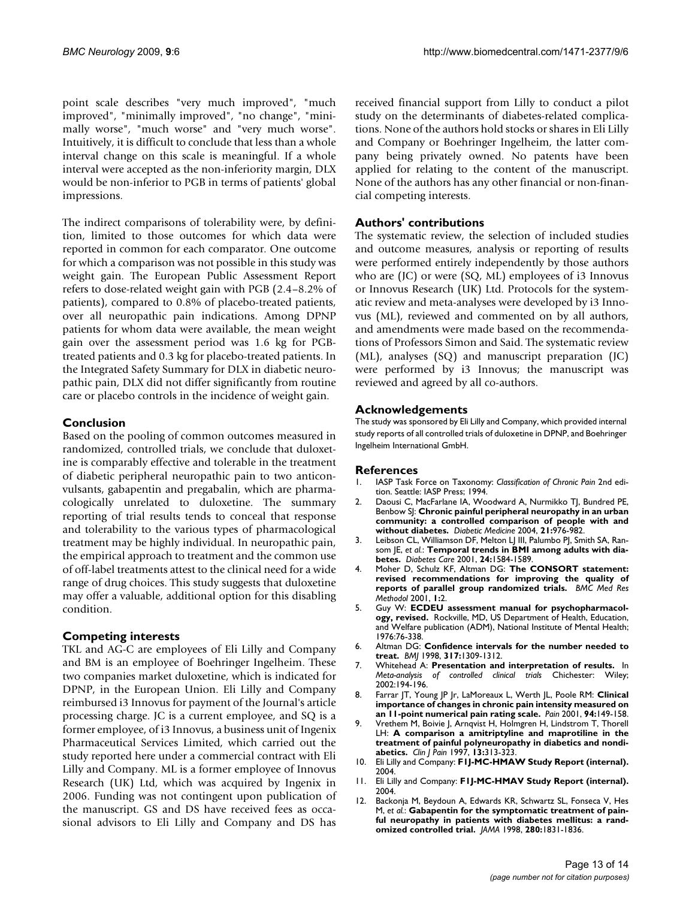point scale describes "very much improved", "much improved", "minimally improved", "no change", "minimally worse", "much worse" and "very much worse". Intuitively, it is difficult to conclude that less than a whole interval change on this scale is meaningful. If a whole interval were accepted as the non-inferiority margin, DLX would be non-inferior to PGB in terms of patients' global impressions.

The indirect comparisons of tolerability were, by definition, limited to those outcomes for which data were reported in common for each comparator. One outcome for which a comparison was not possible in this study was weight gain. The European Public Assessment Report refers to dose-related weight gain with PGB (2.4–8.2% of patients), compared to 0.8% of placebo-treated patients, over all neuropathic pain indications. Among DPNP patients for whom data were available, the mean weight gain over the assessment period was 1.6 kg for PGB-treated patients and 0.3 kg for placebo-treated patients. In the Integrated Safety Summary for DLX in diabetic neuropathic pain, DLX did not differ significantly from routine care or placebo controls in the incidence of weight gain.

## Conclusion

Based on the pooling of common outcomes measured in randomized, controlled trials, we conclude that duloxetine is comparably effective and tolerable in the treatment of diabetic peripheral neuropathic pain to two anticonvulsants, gabapentin and pregabalin, which are pharmacologically unrelated to duloxetine. The summary reporting of trial results tends to conceal that response and tolerability to the various types of pharmacological treatment may be highly individual. In neuropathic pain, the empirical approach to treatment and the common use of off-label treatments attest to the clinical need for a wide range of drug choices. This study suggests that duloxetine may offer a valuable, additional option for this disabling condition.

## Competing interests

TKL and AG-C are employees of Eli Lilly and Company and BM is an employee of Boehringer Ingelheim. These two companies market duloxetine, which is indicated for DPNP, in the European Union. Eli Lilly and Company reimbursed i3 Innovus for payment of the Journal's article processing charge. JC is a current employee, and SQ is a former employee, of i3 Innovus, a business unit of Ingenix Pharmaceutical Services Limited, which carried out the study reported here under a commercial contract with Eli Lilly and Company. ML is a former employee of Innovus Research (UK) Ltd, which was acquired by Ingenix in 2006. Funding was not contingent upon publication of the manuscript. GS and DS have received fees as occasional advisors to Eli Lilly and Company and DS has received financial support from Lilly to conduct a pilot study on the determinants of diabetes-related complications. None of the authors hold stocks or shares in Eli Lilly and Company or Boehringer Ingelheim, the latter company being privately owned. No patents have been applied for relating to the content of the manuscript. None of the authors has any other financial or non-financial competing interests.

## Authors' contributions

The systematic review, the selection of included studies and outcome measures, analysis or reporting of results were performed entirely independently by those authors who are (JC) or were (SQ, ML) employees of i3 Innovus or Innovus Research (UK) Ltd. Protocols for the systematic review and meta-analyses were developed by i3 Innovus (ML), reviewed and commented on by all authors, and amendments were made based on the recommendations of Professors Simon and Said. The systematic review (ML), analyses (SQ) and manuscript preparation (JC) were performed by i3 Innovus; the manuscript was reviewed and agreed by all co-authors.

## Acknowledgements

The study was sponsored by Eli Lilly and Company, which provided internal study reports of all controlled trials of duloxetine in DPNP, and Boehringer Ingelheim International GmbH.

## References

1. IASP Task Force on Taxonomy: *Classification of Chronic Pain* 2nd edition. Seattle: IASP Press; 1994.
2. Daousi C, MacFarlane IA, Woodward A, Nurmikko TJ, Bundred PE, Benbow SJ: **Chronic painful peripheral neuropathy in an urban community: a controlled comparison of people with and without diabetes.** *Diabetic Medicine* 2004, **21:**976-982.
3. Leibson CL, Williamson DF, Melton LJ III, Palumbo PJ, Smith SA, Ransom JE, *et al.*: **Temporal trends in BMI among adults with diabetes.** *Diabetes Care* 2001, **24:**1584-1589.
4. Moher D, Schulz KF, Altman DG: **The CONSORT statement: revised recommendations for improving the quality of reports of parallel group randomized trials.** *BMC Med Res Methodol* 2001, **1:**2.
5. Guy W: **ECDEU assessment manual for psychopharmacology, revised.** Rockville, MD, US Department of Health, Education, and Welfare publication (ADM), National Institute of Mental Health; 1976:76-338.
6. Altman DG: **Confidence intervals for the number needed to treat.** *BMJ* 1998, **317:**1309-1312.
7. Whitehead A: **Presentation and interpretation of results.** In *Meta-analysis of controlled clinical trials* Chichester: Wiley; 2002:194-196.
8. Farrar JT, Young JP Jr, LaMoreaux L, Werth JL, Poole RM: **Clinical importance of changes in chronic pain intensity measured on an 11-point numerical pain rating scale.** *Pain* 2001, **94:**149-158.
9. Vrethem M, Boivie J, Arnqvist H, Holmgren H, Lindstrom T, Thorell LH: **A comparison a amitriptyline and maprotiline in the treatment of painful polyneuropathy in diabetics and nondiabetics.** *Clin J Pain* 1997, **13:**313-323.
10. Eli Lilly and Company: **F1J-MC-HMAW Study Report (internal).** 2004.
11. Eli Lilly and Company: **F1J-MC-HMAV Study Report (internal).** 2004.
12. Backonja M, Beydoun A, Edwards KR, Schwartz SL, Fonseca V, Hes M, *et al.*: **Gabapentin for the symptomatic treatment of painful neuropathy in patients with diabetes mellitus: a randomized controlled trial.** *JAMA* 1998, **280:**1831-1836.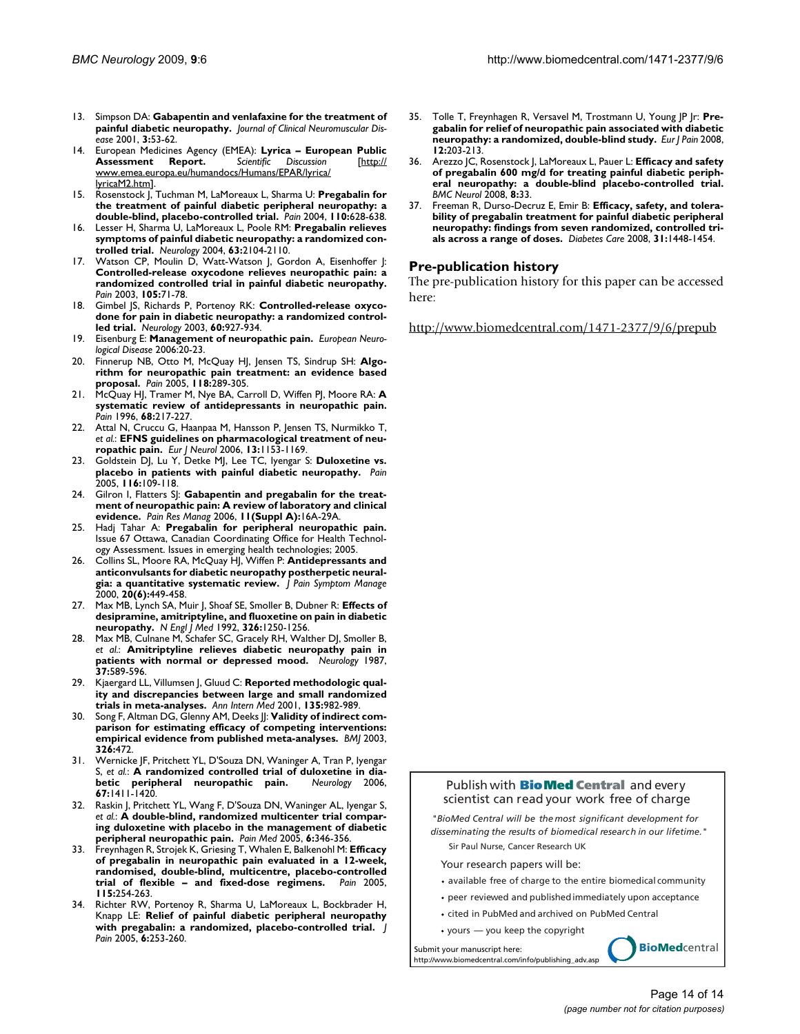13. Simpson DA: **Gabapentin and venlafaxine for the treatment of painful diabetic neuropathy.** *Journal of Clinical Neuromuscular Disease* 2001, **3:**53-62.
14. European Medicines Agency (EMEA): **Lyrica – European Public Assessment Report.** *Scientific Discussion* [http://www.emea.europa.eu/humandocs/Humans/EPAR/lyrica/lyricaM2.htm].
15. Rosenstock J, Tuchman M, LaMoreaux L, Sharma U: **Pregabalin for the treatment of painful diabetic peripheral neuropathy: a double-blind, placebo-controlled trial.** *Pain* 2004, **110:**628-638.
16. Lesser H, Sharma U, LaMoreaux L, Poole RM: **Pregabalin relieves symptoms of painful diabetic neuropathy: a randomized controlled trial.** *Neurology* 2004, **63:**2104-2110.
17. Watson CP, Moulin D, Watt-Watson J, Gordon A, Eisenhoffer J: **Controlled-release oxycodone relieves neuropathic pain: a randomized controlled trial in painful diabetic neuropathy.** *Pain* 2003, **105:**71-78.
18. Gimbel JS, Richards P, Portenoy RK: **Controlled-release oxycodone for pain in diabetic neuropathy: a randomized controlled trial.** *Neurology* 2003, **60:**927-934.
19. Eisenburg E: **Management of neuropathic pain.** *European Neurological Disease* 2006:20-23.
20. Finnerup NB, Otto M, McQuay HJ, Jensen TS, Sindrup SH: **Algorithm for neuropathic pain treatment: an evidence based proposal.** *Pain* 2005, **118:**289-305.
21. McQuay HJ, Tramer M, Nye BA, Carroll D, Wiffen PJ, Moore RA: **A systematic review of antidepressants in neuropathic pain.** *Pain* 1996, **68:**217-227.
22. Attal N, Cruccu G, Haanpaa M, Hansson P, Jensen TS, Nurmikko T, *et al.*: **EFNS guidelines on pharmacological treatment of neuropathic pain.** *Eur J Neurol* 2006, **13:**1153-1169.
23. Goldstein DJ, Lu Y, Detke MJ, Lee TC, Iyengar S: **Duloxetine vs. placebo in patients with painful diabetic neuropathy.** *Pain* 2005, **116:**109-118.
24. Gilron I, Flatters SJ: **Gabapentin and pregabalin for the treatment of neuropathic pain: A review of laboratory and clinical evidence.** *Pain Res Manag* 2006, **11(Suppl A):**16A-29A.
25. Hadj Tahar A: **Pregabalin for peripheral neuropathic pain.** Issue 67 Ottawa, Canadian Coordinating Office for Health Technology Assessment. Issues in emerging health technologies; 2005.
26. Collins SL, Moore RA, McQuay HJ, Wiffen P: **Antidepressants and anticonvulsants for diabetic neuropathy postherpetic neuralgia: a quantitative systematic review.** *J Pain Symptom Manage* 2000, **20(6):**449-458.
27. Max MB, Lynch SA, Muir J, Shoaf SE, Smoller B, Dubner R: **Effects of desipramine, amitriptyline, and fluoxetine on pain in diabetic neuropathy.** *N Engl J Med* 1992, **326:**1250-1256.
28. Max MB, Culnane M, Schafer SC, Gracely RH, Walther DJ, Smoller B, *et al.*: **Amitriptyline relieves diabetic neuropathy pain in patients with normal or depressed mood.** *Neurology* 1987, **37:**589-596.
29. Kjaergard LL, Villumsen J, Gluud C: **Reported methodologic quality and discrepancies between large and small randomized trials in meta-analyses.** *Ann Intern Med* 2001, **135:**982-989.
30. Song F, Altman DG, Glenny AM, Deeks JJ: **Validity of indirect comparison for estimating efficacy of competing interventions: empirical evidence from published meta-analyses.** *BMJ* 2003, **326:**472.
31. Wernicke JF, Pritchett YL, D'Souza DN, Waninger A, Tran P, Iyengar S, *et al.*: **A randomized controlled trial of duloxetine in diabetic peripheral neuropathic pain.** *Neurology* 2006, **67:**1411-1420.
32. Raskin J, Pritchett YL, Wang F, D'Souza DN, Waninger AL, Iyengar S, *et al.*: **A double-blind, randomized multicenter trial comparing duloxetine with placebo in the management of diabetic peripheral neuropathic pain.** *Pain Med* 2005, **6:**346-356.
33. Freynhagen R, Strojek K, Griesing T, Whalen E, Balkenohl M: **Efficacy of pregabalin in neuropathic pain evaluated in a 12-week, randomised, double-blind, multicentre, placebo-controlled trial of flexible – and fixed-dose regimens.** *Pain* 2005, **115:**254-263.
34. Richter RW, Portenoy R, Sharma U, LaMoreaux L, Bockbrader H, Knapp LE: **Relief of painful diabetic peripheral neuropathy with pregabalin: a randomized, placebo-controlled trial.** *J Pain* 2005, **6:**253-260.
35. Tolle T, Freynhagen R, Versavel M, Trostmann U, Young JP Jr: **Pregabalin for relief of neuropathic pain associated with diabetic neuropathy: a randomized, double-blind study.** *Eur J Pain* 2008, **12:**203-213.
36. Arezzo JC, Rosenstock J, LaMoreaux L, Pauer L: **Efficacy and safety of pregabalin 600 mg/d for treating painful diabetic peripheral neuropathy: a double-blind placebo-controlled trial.** *BMC Neurol* 2008, **8:**33.
37. Freeman R, Durso-Decruz E, Emir B: **Efficacy, safety, and tolerability of pregabalin treatment for painful diabetic peripheral neuropathy: findings from seven randomized, controlled trials across a range of doses.** *Diabetes Care* 2008, **31:**1448-1454.

## Pre-publication history

The pre-publication history for this paper can be accessed here:

http://www.biomedcentral.com/1471-2377/9/6/prepub

Publish with **BioMed Central** and every scientist can read your work free of charge

*"BioMed Central will be the most significant development for disseminating the results of biomedical research in our lifetime."*

Sir Paul Nurse, Cancer Research UK

Your research papers will be:

- available free of charge to the entire biomedical community
- peer reviewed and published immediately upon acceptance
- cited in PubMed and archived on PubMed Central
- yours — you keep the copyright

Submit your manuscript here:
http://www.biomedcentral.com/info/publishing_adv.asp

BioMedcentral